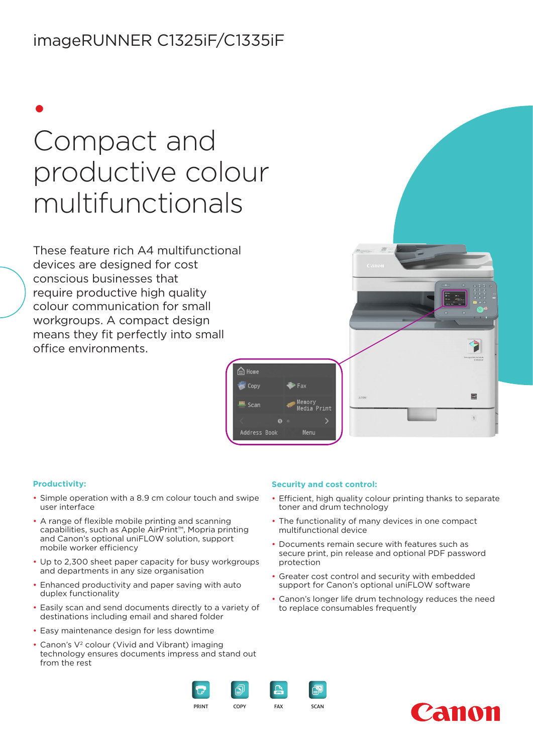# imageRUNNER C1325iF/C1335iF

## Compact and productive colour multifunctionals

These feature rich A4 multifunctional devices are designed for cost conscious businesses that require productive high quality colour communication for small workgroups. A compact design means they fit perfectly into small office environments.

### Productivity:

- Simple operation with a 8.9 cm colour touch and swipe user interface
- A range of flexible mobile printing and scanning capabilities, such as Apple AirPrint™, Mopria printing and Canon's optional uniFLOW solution, support mobile worker efficiency
- Up to 2,300 sheet paper capacity for busy workgroups and departments in any size organisation
- Enhanced productivity and paper saving with auto duplex functionality
- Easily scan and send documents directly to a variety of destinations including email and shared folder
- Easy maintenance design for less downtime
- Canon's V² colour (Vivid and Vibrant) imaging technology ensures documents impress and stand out from the rest

### Security and cost control:

- Efficient, high quality colour printing thanks to separate toner and drum technology
- The functionality of many devices in one compact multifunctional device
- Documents remain secure with features such as secure print, pin release and optional PDF password protection
- Greater cost control and security with embedded support for Canon's optional uniFLOW software
- Canon's longer life drum technology reduces the need to replace consumables frequently

PRINT COPY FAX SCAN

Canon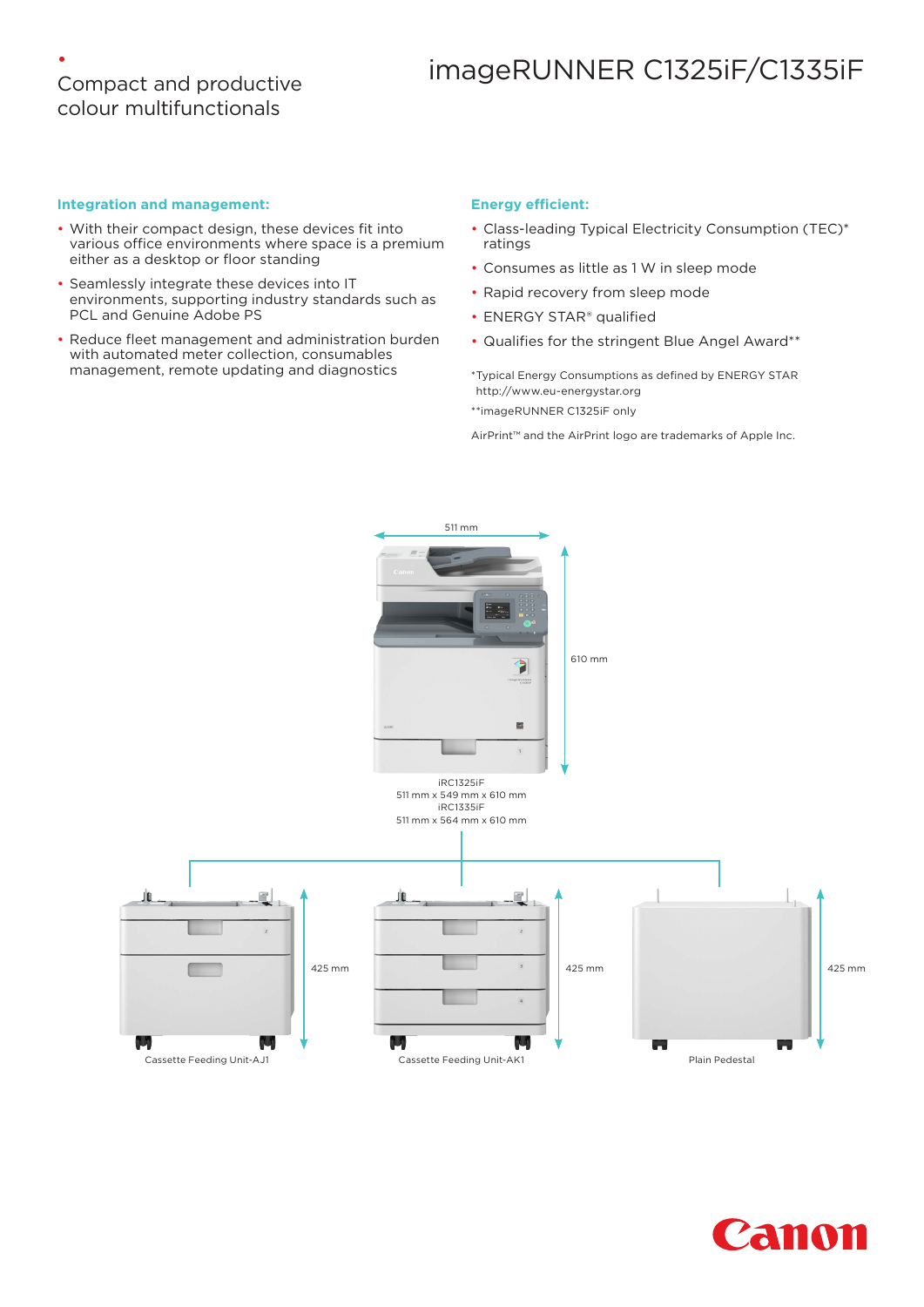Compact and productive colour multifunctionals

# imageRUNNER C1325iF/C1335iF

### Integration and management:

- With their compact design, these devices fit into various office environments where space is a premium either as a desktop or floor standing
- Seamlessly integrate these devices into IT environments, supporting industry standards such as PCL and Genuine Adobe PS
- Reduce fleet management and administration burden with automated meter collection, consumables management, remote updating and diagnostics

### Energy efficient:

- Class-leading Typical Electricity Consumption (TEC)* ratings
- Consumes as little as 1 W in sleep mode
- Rapid recovery from sleep mode
- ENERGY STAR® qualified
- Qualifies for the stringent Blue Angel Award**

*Typical Energy Consumptions as defined by ENERGY STAR http://www.eu-energystar.org

**imageRUNNER C1325iF only

AirPrint™ and the AirPrint logo are trademarks of Apple Inc.

511 mm

610 mm

iRC1325iF
511 mm x 549 mm x 610 mm
iRC1335iF
511 mm x 564 mm x 610 mm

425 mm

Cassette Feeding Unit-AJ1

425 mm

Cassette Feeding Unit-AK1

425 mm

Plain Pedestal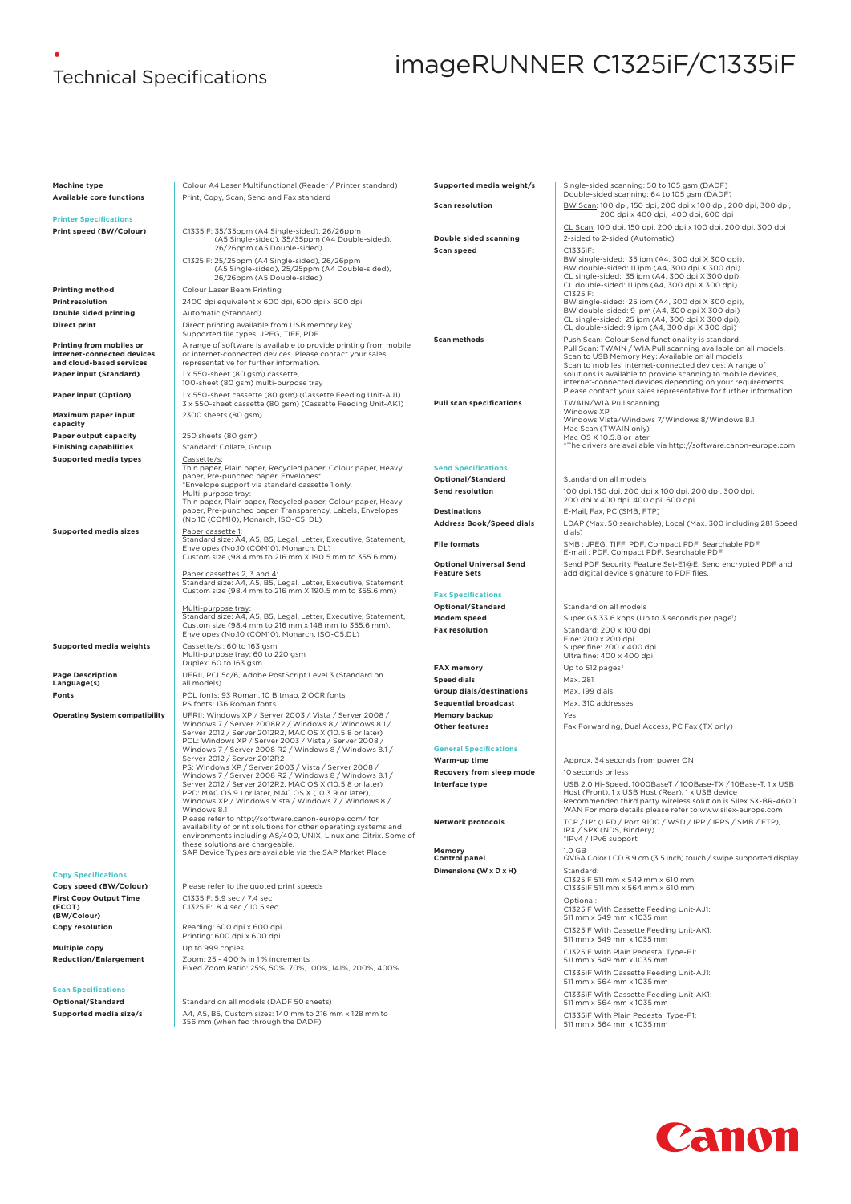# Technical Specifications

# imageRUNNER C1325iF/C1335iF

| | |
|---|---|
| **Machine type** | Colour A4 Laser Multifunctional (Reader / Printer standard) |
| **Available core functions** | Print, Copy, Scan, Send and Fax standard |

### Printer Specifications

| | |
|---|---|
| **Print speed (BW/Colour)** | C1335iF: 35/35ppm (A4 Single-sided), 26/26ppm (A5 Single-sided), 35/35ppm (A4 Double-sided), 26/26ppm (A5 Double-sided)<br>C1325iF: 25/25ppm (A4 Single-sided), 26/26ppm (A5 Single-sided), 25/25ppm (A4 Double-sided), 26/26ppm (A5 Double-sided) |
| **Printing method** | Colour Laser Beam Printing |
| **Print resolution** | 2400 dpi equivalent x 600 dpi, 600 dpi x 600 dpi |
| **Double sided printing** | Automatic (Standard) |
| **Direct print** | Direct printing available from USB memory key<br>Supported file types: JPEG, TIFF, PDF |
| **Printing from mobiles or internet-connected devices and cloud-based services** | A range of software is available to provide printing from mobile or internet-connected devices. Please contact your sales representative for further information. |
| **Paper input (Standard)** | 1 x 550-sheet (80 gsm) cassette,<br>100-sheet (80 gsm) multi-purpose tray |
| **Paper input (Option)** | 1 x 550-sheet cassette (80 gsm) (Cassette Feeding Unit-AJ1)<br>3 x 550-sheet cassette (80 gsm) (Cassette Feeding Unit-AK1) |
| **Maximum paper input capacity** | 2300 sheets (80 gsm) |
| **Paper output capacity** | 250 sheets (80 gsm) |
| **Finishing capabilities** | Standard: Collate, Group |
| **Supported media types** | Cassette/s:<br>Thin paper, Plain paper, Recycled paper, Colour paper, Heavy paper, Pre-punched paper, Envelopes*<br>*Envelope support via standard cassette 1 only.<br>Multi-purpose tray:<br>Thin paper, Plain paper, Recycled paper, Colour paper, Heavy paper, Pre-punched paper, Transparency, Labels, Envelopes (No.10 (COM10), Monarch, ISO-C5, DL) |
| **Supported media sizes** | Paper cassette 1:<br>Standard size: A4, A5, B5, Legal, Letter, Executive, Statement, Envelopes (No.10 (COM10), Monarch, DL)<br>Custom size (98.4 mm to 216 mm X 190.5 mm to 355.6 mm)<br><br>Paper cassettes 2, 3 and 4:<br>Standard size: A4, A5, B5, Legal, Letter, Executive, Statement<br>Custom size (98.4 mm to 216 mm X 190.5 mm to 355.6 mm)<br><br>Multi-purpose tray:<br>Standard size: A4, A5, B5, Legal, Letter, Executive, Statement,<br>Custom size (98.4 mm to 216 mm X 148 mm to 355.6 mm),<br>Envelopes (No.10 (COM10), Monarch, ISO-C5,DL) |
| **Supported media weights** | Cassette/s : 60 to 163 gsm<br>Multi-purpose tray: 60 to 220 gsm<br>Duplex: 60 to 163 gsm |
| **Page Description Language(s)** | UFRII, PCL5c/6, Adobe PostScript Level 3 (Standard on all models) |
| **Fonts** | PCL fonts: 93 Roman, 10 Bitmap, 2 OCR fonts<br>PS fonts: 136 Roman fonts |
| **Operating System compatibility** | UFRII: Windows XP / Server 2003 / Vista / Server 2008 / Windows 7 / Server 2008R2 / Windows 8 / Windows 8.1 / Server 2012 / Server 2012R2, MAC OS X (10.5.8 or later)<br>PCL: Windows XP / Server 2003 / Vista / Server 2008 / Windows 7 / Server 2008 R2 / Windows 8 / Windows 8.1 / Server 2012 / Server 2012R2<br>PS: Windows XP / Server 2003 / Vista / Server 2008 / Windows 7 / Server 2008 R2 / Windows 8 / Windows 8.1 / Server 2012 / Server 2012R2, MAC OS X (10.5.8 or later)<br>PPD: MAC OS 9.1 or later, MAC OS X (10.3.9 or later), Windows XP / Windows Vista / Windows 7 / Windows 8 / Windows 8.1<br>Please refer to http://software.canon-europe.com/ for availability of print solutions for other operating systems and environments including AS/400, UNIX, Linux and Citrix. Some of these solutions are chargeable.<br>SAP Device Types are available via the SAP Market Place. |

### Copy Specifications

| | |
|---|---|
| **Copy speed (BW/Colour)** | Please refer to the quoted print speeds |
| **First Copy Output Time (FCOT) (BW/Colour)** | C1335iF: 5.9 sec / 7.4 sec<br>C1325iF: 8.4 sec / 10.5 sec |
| **Copy resolution** | Reading: 600 dpi x 600 dpi<br>Printing: 600 dpi x 600 dpi |
| **Multiple copy** | Up to 999 copies |
| **Reduction/Enlargement** | Zoom: 25 - 400 % in 1 % increments<br>Fixed Zoom Ratio: 25%, 50%, 70%, 100%, 141%, 200%, 400% |

### Scan Specifications

| | |
|---|---|
| **Optional/Standard** | Standard on all models (DADF 50 sheets) |
| **Supported media size/s** | A4, A5, B5, Custom sizes: 140 mm to 216 mm x 128 mm to 356 mm (when fed through the DADF) |
| **Supported media weight/s** | Single-sided scanning: 50 to 105 gsm (DADF)<br>Double-sided scanning: 64 to 105 gsm (DADF) |
| **Scan resolution** | BW Scan: 100 dpi, 150 dpi, 200 dpi x 100 dpi, 200 dpi, 300 dpi, 200 dpi x 400 dpi, 400 dpi, 600 dpi<br>CL Scan: 100 dpi, 150 dpi, 200 dpi x 100 dpi, 200 dpi, 300 dpi |
| **Double sided scanning** | 2-sided to 2-sided (Automatic) |
| **Scan speed** | C1335iF:<br>BW single-sided: 35 ipm (A4, 300 dpi X 300 dpi),<br>BW double-sided: 11 ipm (A4, 300 dpi X 300 dpi)<br>CL single-sided: 35 ipm (A4, 300 dpi X 300 dpi),<br>CL double-sided: 11 ipm (A4, 300 dpi X 300 dpi)<br>C1325iF:<br>BW single-sided: 25 ipm (A4, 300 dpi X 300 dpi),<br>BW double-sided: 9 ipm (A4, 300 dpi X 300 dpi)<br>CL single-sided: 25 ipm (A4, 300 dpi X 300 dpi),<br>CL double-sided: 9 ipm (A4, 300 dpi X 300 dpi) |
| **Scan methods** | Push Scan: Colour Send functionality is standard.<br>Pull Scan: TWAIN / WIA Pull scanning available on all models.<br>Scan to USB Memory Key: Available on all models<br>Scan to mobiles, internet-connected devices: A range of solutions is available to provide scanning to mobile devices, internet-connected devices depending on your requirements. Please contact your sales representative for further information. |
| **Pull scan specifications** | TWAIN/WIA Pull scanning<br>Windows XP<br>Windows Vista/Windows 7/Windows 8/Windows 8.1<br>Mac Scan (TWAIN only)<br>Mac OS X 10.5.8 or later<br>*The drivers are available via http://software.canon-europe.com. |

### Send Specifications

| | |
|---|---|
| **Optional/Standard** | Standard on all models |
| **Send resolution** | 100 dpi, 150 dpi, 200 dpi x 100 dpi, 200 dpi, 300 dpi, 200 dpi x 400 dpi, 400 dpi, 600 dpi |
| **Destinations** | E-Mail, Fax, PC (SMB, FTP) |
| **Address Book/Speed dials** | LDAP (Max. 50 searchable), Local (Max. 300 including 281 Speed dials) |
| **File formats** | SMB : JPEG, TIFF, PDF, Compact PDF, Searchable PDF<br>E-mail : PDF, Compact PDF, Searchable PDF |
| **Optional Universal Send Feature Sets** | Send PDF Security Feature Set-E1@E: Send encrypted PDF and add digital device signature to PDF files. |

### Fax Specifications

| | |
|---|---|
| **Optional/Standard** | Standard on all models |
| **Modem speed** | Super G3 33.6 kbps (Up to 3 seconds per page[1]) |
| **Fax resolution** | Standard: 200 x 100 dpi<br>Fine: 200 x 200 dpi<br>Super fine: 200 x 400 dpi<br>Ultra fine: 400 x 400 dpi |
| **FAX memory** | Up to 512 pages[1] |
| **Speed dials** | Max. 281 |
| **Group dials/destinations** | Max. 199 dials |
| **Sequential broadcast** | Max. 310 addresses |
| **Memory backup** | Yes |
| **Other features** | Fax Forwarding, Dual Access, PC Fax (TX only) |

### General Specifications

| | |
|---|---|
| **Warm-up time** | Approx. 34 seconds from power ON |
| **Recovery from sleep mode** | 10 seconds or less |
| **Interface type** | USB 2.0 Hi-Speed, 1000BaseT / 100Base-TX / 10Base-T, 1 x USB Host (Front), 1 x USB Host (Rear), 1 x USB device<br>Recommended third party wireless solution is Silex SX-BR-4600 WAN For more details please refer to www.silex-europe.com |
| **Network protocols** | TCP / IP* (LPD / Port 9100 / WSD / IPP / IPPS / SMB / FTP), IPX / SPX (NDS, Bindery)<br>*IPv4 / IPv6 support |
| **Memory** | 1.0 GB |
| **Control panel** | QVGA Color LCD 8.9 cm (3.5 inch) touch / swipe supported display |
| **Dimensions (W x D x H)** | Standard:<br>C1325iF 511 mm x 549 mm x 610 mm<br>C1335iF 511 mm x 564 mm x 610 mm<br><br>Optional:<br>C1325iF With Cassette Feeding Unit-AJ1:<br>511 mm x 549 mm x 1035 mm<br><br>C1325iF With Cassette Feeding Unit-AK1:<br>511 mm x 549 mm x 1035 mm<br><br>C1325iF With Plain Pedestal Type-F1:<br>511 mm x 549 mm x 1035 mm<br><br>C1335iF With Cassette Feeding Unit-AJ1:<br>511 mm x 564 mm x 1035 mm<br><br>C1335iF With Cassette Feeding Unit-AK1:<br>511 mm x 564 mm x 1035 mm<br><br>C1335iF With Plain Pedestal Type-F1:<br>511 mm x 564 mm x 1035 mm |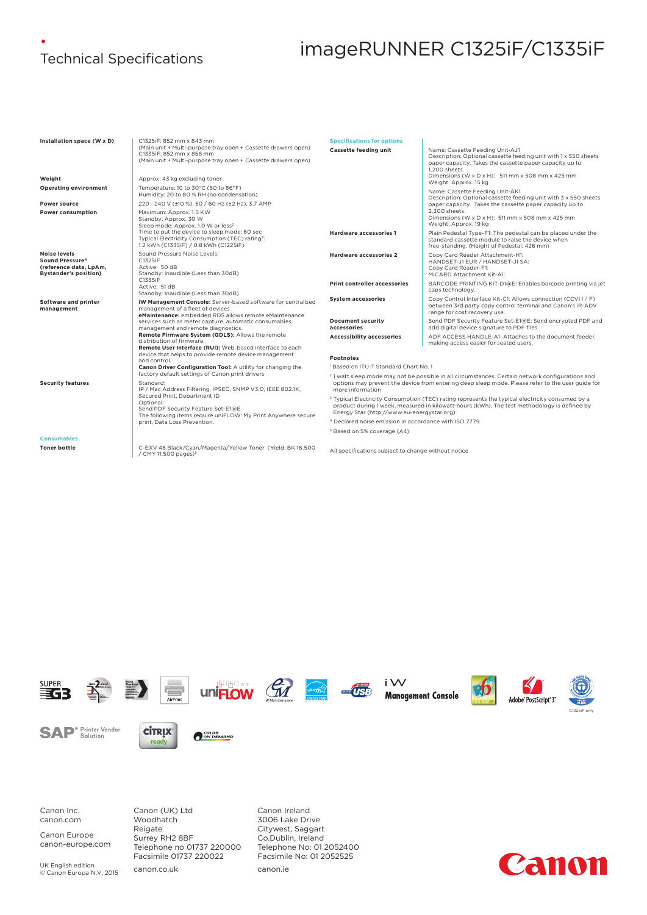# Technical Specifications

# imageRUNNER C1325iF/C1335iF

| | |
|---|---|
| **Installation space (W x D)** | C1325iF: 852 mm x 843 mm (Main unit + Multi-purpose tray open + Cassette drawers open) C1335iF: 852 mm x 858 mm (Main unit + Multi-purpose tray open + Cassette drawers open) |
| **Weight** | Approx. 43 kg excluding toner |
| **Operating environment** | Temperature: 10 to 30°C (50 to 86°F) Humidity: 20 to 80 % RH (no condensation) |
| **Power source** | 220 - 240 V (±10 %), 50 / 60 Hz (±2 Hz), 3.7 AMP |
| **Power consumption** | Maximum: Approx. 1.5 KW Standby: Approx. 30 W Sleep mode: Approx. 1.0 W or less[2] Time to put the device to sleep mode: 60 sec Typical Electricity Consumption (TEC) rating[3]: 1.2 kWh (C1335iF) / 0.8 kWh (C1225iF) |
| **Noise levels Sound Pressure[4] (reference data, LpAm, Bystander's position)** | Sound Pressure Noise Levels: C1325iF Active: 50 dB Standby: Inaudible (Less than 30dB) C1335iF Active: 51 dB Standby: Inaudible (Less than 30dB) |
| **Software and printer management** | **iW Management Console:** Server-based software for centralised management of a fleet of devices **eMaintenance:** embedded RDS allows remote eMaintenance services such as meter capture, automatic consumables management and remote diagnostics. **Remote Firmware System (GDLS):** Allows the remote distribution of firmware. **Remote User Interface (RUI):** Web-based interface to each device that helps to provide remote device management and control. **Canon Driver Configuration Tool:** A utility for changing the factory default settings of Canon print drivers |
| **Security features** | Standard: IP / Mac Address Filtering, IPSEC, SNMP V3.0, IEEE 802.1X, Secured Print, Department ID Optional: Send PDF Security Feature Set-E1@E The following items require uniFLOW: My Print Anywhere secure print, Data Loss Prevention. |

### Consumables

| | |
|---|---|
| **Toner bottle** | C-EXV 48 Black/Cyan/Magenta/Yellow Toner (Yield: BK 16,500 / CMY 11,500 pages)[5] |

### Specifications for options

| | |
|---|---|
| **Cassette feeding unit** | Name: Cassette Feeding Unit-AJ1 Description: Optional cassette feeding unit with 1 x 550 sheets paper capacity. Takes the cassette paper capacity up to 1,200 sheets. Dimensions (W x D x H): 511 mm x 508 mm x 425 mm Weight: Approx. 15 kg Name: Cassette Feeding Unit-AK1 Description: Optional cassette feeding unit with 3 x 550 sheets paper capacity. Takes the cassette paper capacity up to 2,300 sheets. Dimensions (W x D x H): 511 mm x 508 mm x 425 mm Weight: Approx. 19 kg |
| **Hardware accessories 1** | Plain Pedestal Type-F1: The pedestal can be placed under the standard cassette module to raise the device when free-standing. (Height of Pedestal: 426 mm) |
| **Hardware accessories 2** | Copy Card Reader Attachment-H1: HANDSET-J1 EUR / HANDSET-J1 SA: Copy Card Reader-F1: MiCARD Attachment Kit-A1: |
| **Print controller accessories** | BARCODE PRINTING KIT-D1@E: Enables barcode printing via jet caps technology. |
| **System accessories** | Copy Control Interface Kit-C1: Allows connection (CCVI I / F) between 3rd party copy control terminal and Canon's iR-ADV range for cost recovery use. |
| **Document security accessories** | Send PDF Security Feature Set-E1@E: Send encrypted PDF and add digital signature to PDF files. |
| **Accessibility accessories** | ADF ACCESS HANDLE-A1: Attaches to the document feeder, making access easier for seated users. |

**Footnotes**

[1] Based on ITU-T Standard Chart No. 1

[2] 1 watt sleep mode may not be possible in all circumstances. Certain network configurations and options may prevent the device from entering deep sleep mode. Please refer to the user guide for more information

[3] Typical Electricity Consumption (TEC) rating represents the typical electricity consumption by a product during 1 week, measured in kilowatt-hours (kWh). The test methodology is defined by Energy Star (http://www.eu-energystar.org).

[4] Declared noise emission in accordance with ISO 7779

[5] Based on 5% coverage (A4)

All specifications subject to change without notice

C1325iF only

Canon Inc.
canon.com

Canon Europe
canon-europe.com

UK English edition
© Canon Europa N.V, 2015

Canon (UK) Ltd
Woodhatch
Reigate
Surrey RH2 8BF
Telephone no 01737 220000
Facsimile 01737 220022

canon.co.uk

Canon Ireland
3006 Lake Drive
Citywest, Saggart
Co.Dublin, Ireland
Telephone No: 01 2052400
Facsimile No: 01 2052525

canon.ie